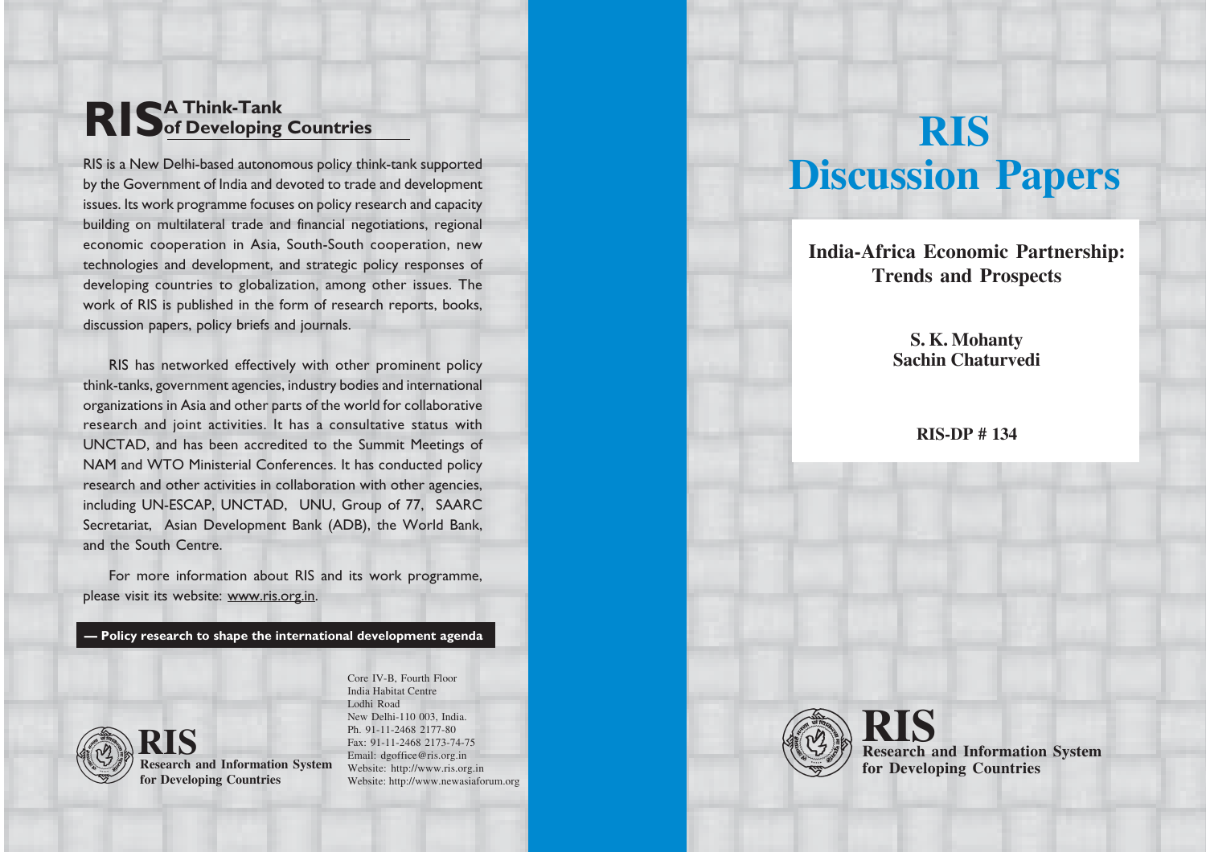# RIS Discussion Papers

## India-Africa Economic Partnership: Trends and Prospects

**S. K. Mohanty**
**Sachin Chaturvedi**

**RIS-DP # 134**

**RIS**
**Research and Information System for Developing Countries**

---

## RIS A Think-Tank of Developing Countries

RIS is a New Delhi-based autonomous policy think-tank supported by the Government of India and devoted to trade and development issues. Its work programme focuses on policy research and capacity building on multilateral trade and financial negotiations, regional economic cooperation in Asia, South-South cooperation, new technologies and development, and strategic policy responses of developing countries to globalization, among other issues. The work of RIS is published in the form of research reports, books, discussion papers, policy briefs and journals.

RIS has networked effectively with other prominent policy think-tanks, government agencies, industry bodies and international organizations in Asia and other parts of the world for collaborative research and joint activities. It has a consultative status with UNCTAD, and has been accredited to the Summit Meetings of NAM and WTO Ministerial Conferences. It has conducted policy research and other activities in collaboration with other agencies, including UN-ESCAP, UNCTAD, UNU, Group of 77, SAARC Secretariat, Asian Development Bank (ADB), the World Bank, and the South Centre.

For more information about RIS and its work programme, please visit its website: www.ris.org.in.

**— Policy research to shape the international development agenda**

**RIS**
**Research and Information System for Developing Countries**

Core IV-B, Fourth Floor
India Habitat Centre
Lodhi Road
New Delhi-110 003, India.
Ph. 91-11-2468 2177-80
Fax: 91-11-2468 2173-74-75
Email: dgoffice@ris.org.in
Website: http://www.ris.org.in
Website: http://www.newasiaforum.org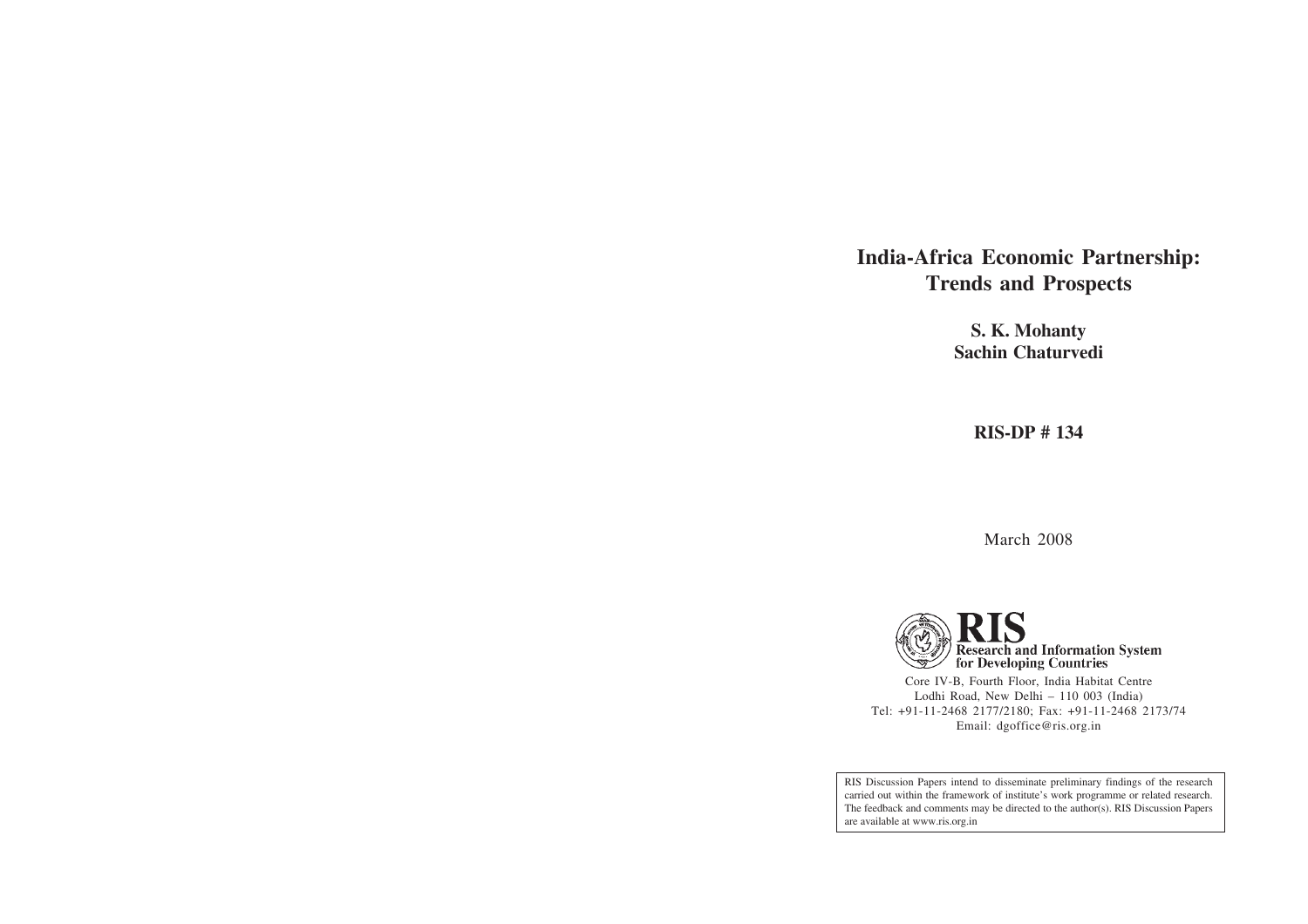# India-Africa Economic Partnership: Trends and Prospects

**S. K. Mohanty**
**Sachin Chaturvedi**

**RIS-DP # 134**

March 2008

**RIS**
**Research and Information System for Developing Countries**

Core IV-B, Fourth Floor, India Habitat Centre
Lodhi Road, New Delhi – 110 003 (India)
Tel: +91-11-2468 2177/2180; Fax: +91-11-2468 2173/74
Email: dgoffice@ris.org.in

RIS Discussion Papers intend to disseminate preliminary findings of the research carried out within the framework of institute's work programme or related research. The feedback and comments may be directed to the author(s). RIS Discussion Papers are available at www.ris.org.in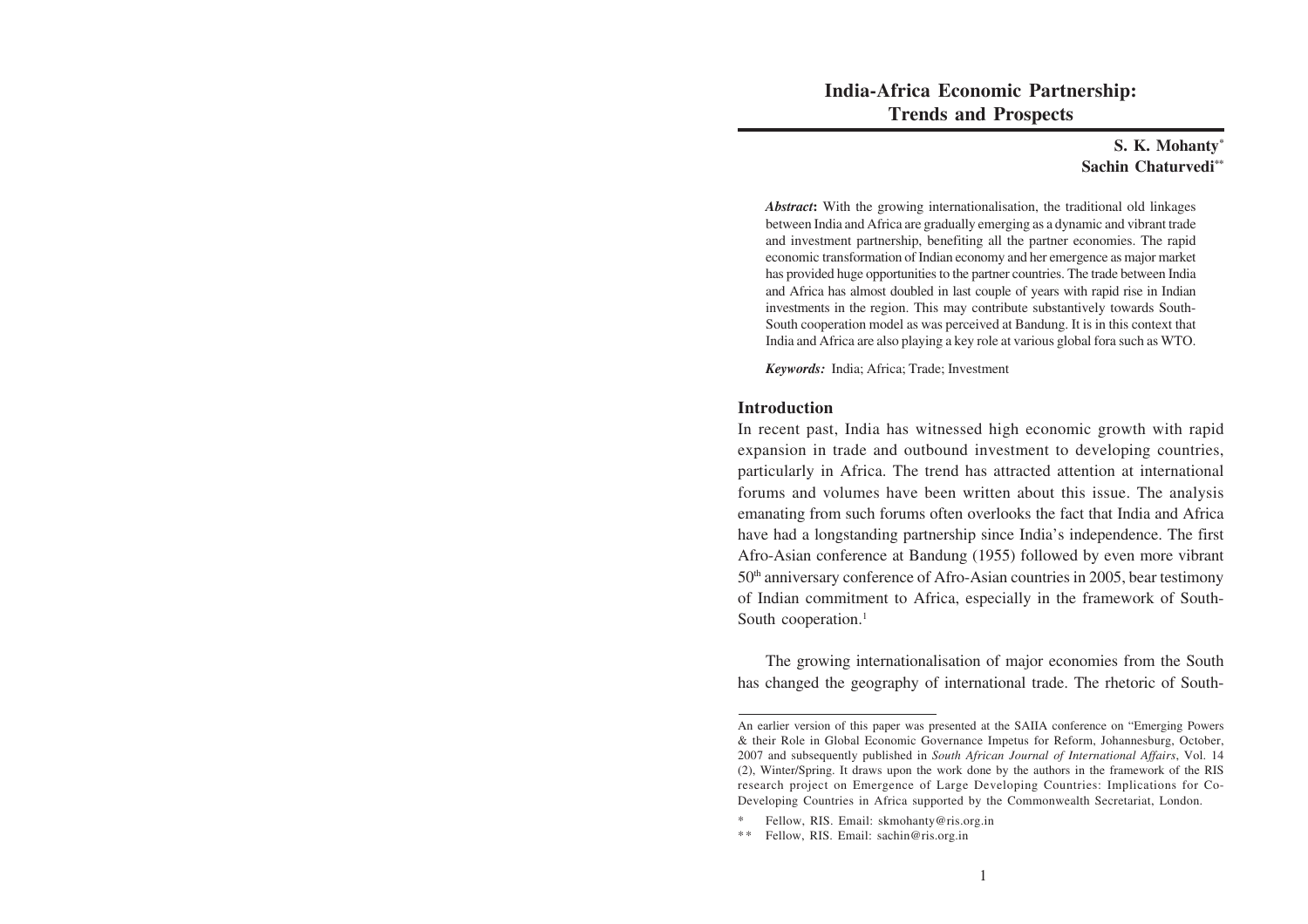# India-Africa Economic Partnership: Trends and Prospects

**S. K. Mohanty***
**Sachin Chaturvedi****

***Abstract*:** With the growing internationalisation, the traditional old linkages between India and Africa are gradually emerging as a dynamic and vibrant trade and investment partnership, benefiting all the partner economies. The rapid economic transformation of Indian economy and her emergence as major market has provided huge opportunities to the partner countries. The trade between India and Africa has almost doubled in last couple of years with rapid rise in Indian investments in the region. This may contribute substantively towards South-South cooperation model as was perceived at Bandung. It is in this context that India and Africa are also playing a key role at various global fora such as WTO.

***Keywords:*** India; Africa; Trade; Investment

## Introduction

In recent past, India has witnessed high economic growth with rapid expansion in trade and outbound investment to developing countries, particularly in Africa. The trend has attracted attention at international forums and volumes have been written about this issue. The analysis emanating from such forums often overlooks the fact that India and Africa have had a longstanding partnership since India's independence. The first Afro-Asian conference at Bandung (1955) followed by even more vibrant 50th anniversary conference of Afro-Asian countries in 2005, bear testimony of Indian commitment to Africa, especially in the framework of South-South cooperation.[1]

The growing internationalisation of major economies from the South has changed the geography of international trade. The rhetoric of South-

---

An earlier version of this paper was presented at the SAIIA conference on "Emerging Powers & their Role in Global Economic Governance Impetus for Reform, Johannesburg, October, 2007 and subsequently published in *South African Journal of International Affairs*, Vol. 14 (2), Winter/Spring. It draws upon the work done by the authors in the framework of the RIS research project on Emergence of Large Developing Countries: Implications for Co-Developing Countries in Africa supported by the Commonwealth Secretariat, London.

\* Fellow, RIS. Email: skmohanty@ris.org.in

\*\* Fellow, RIS. Email: sachin@ris.org.in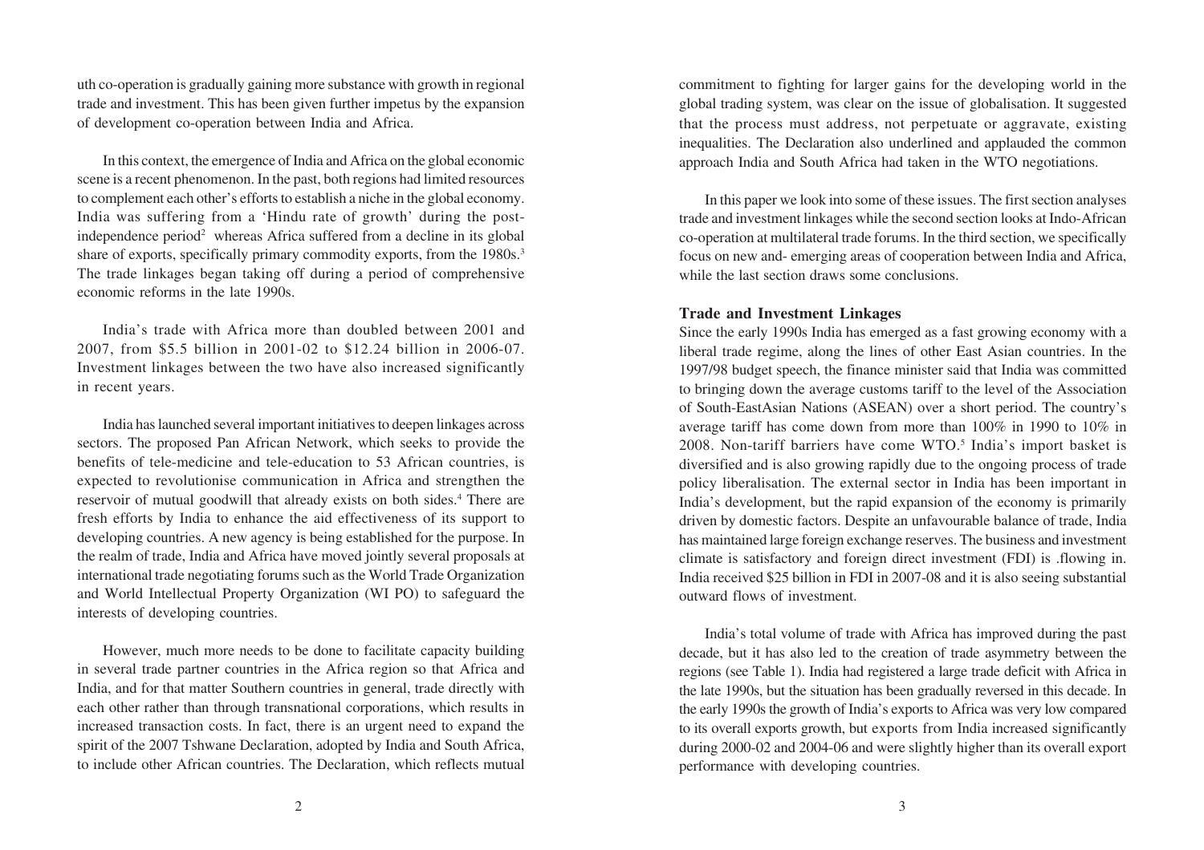uth co-operation is gradually gaining more substance with growth in regional trade and investment. This has been given further impetus by the expansion of development co-operation between India and Africa.

In this context, the emergence of India and Africa on the global economic scene is a recent phenomenon. In the past, both regions had limited resources to complement each other's efforts to establish a niche in the global economy. India was suffering from a 'Hindu rate of growth' during the post-independence period[2] whereas Africa suffered from a decline in its global share of exports, specifically primary commodity exports, from the 1980s.[3] The trade linkages began taking off during a period of comprehensive economic reforms in the late 1990s.

India's trade with Africa more than doubled between 2001 and 2007, from $5.5 billion in 2001-02 to $12.24 billion in 2006-07. Investment linkages between the two have also increased significantly in recent years.

India has launched several important initiatives to deepen linkages across sectors. The proposed Pan African Network, which seeks to provide the benefits of tele-medicine and tele-education to 53 African countries, is expected to revolutionise communication in Africa and strengthen the reservoir of mutual goodwill that already exists on both sides.[4] There are fresh efforts by India to enhance the aid effectiveness of its support to developing countries. A new agency is being established for the purpose. In the realm of trade, India and Africa have moved jointly several proposals at international trade negotiating forums such as the World Trade Organization and World Intellectual Property Organization (WI PO) to safeguard the interests of developing countries.

However, much more needs to be done to facilitate capacity building in several trade partner countries in the Africa region so that Africa and India, and for that matter Southern countries in general, trade directly with each other rather than through transnational corporations, which results in increased transaction costs. In fact, there is an urgent need to expand the spirit of the 2007 Tshwane Declaration, adopted by India and South Africa, to include other African countries. The Declaration, which reflects mutual commitment to fighting for larger gains for the developing world in the global trading system, was clear on the issue of globalisation. It suggested that the process must address, not perpetuate or aggravate, existing inequalities. The Declaration also underlined and applauded the common approach India and South Africa had taken in the WTO negotiations.

In this paper we look into some of these issues. The first section analyses trade and investment linkages while the second section looks at Indo-African co-operation at multilateral trade forums. In the third section, we specifically focus on new and- emerging areas of cooperation between India and Africa, while the last section draws some conclusions.

## Trade and Investment Linkages

Since the early 1990s India has emerged as a fast growing economy with a liberal trade regime, along the lines of other East Asian countries. In the 1997/98 budget speech, the finance minister said that India was committed to bringing down the average customs tariff to the level of the Association of South-EastAsian Nations (ASEAN) over a short period. The country's average tariff has come down from more than 100% in 1990 to 10% in 2008. Non-tariff barriers have come WTO.[5] India's import basket is diversified and is also growing rapidly due to the ongoing process of trade policy liberalisation. The external sector in India has been important in India's development, but the rapid expansion of the economy is primarily driven by domestic factors. Despite an unfavourable balance of trade, India has maintained large foreign exchange reserves. The business and investment climate is satisfactory and foreign direct investment (FDI) is .flowing in. India received $25 billion in FDI in 2007-08 and it is also seeing substantial outward flows of investment.

India's total volume of trade with Africa has improved during the past decade, but it has also led to the creation of trade asymmetry between the regions (see Table 1). India had registered a large trade deficit with Africa in the late 1990s, but the situation has been gradually reversed in this decade. In the early 1990s the growth of India's exports to Africa was very low compared to its overall exports growth, but exports from India increased significantly during 2000-02 and 2004-06 and were slightly higher than its overall export performance with developing countries.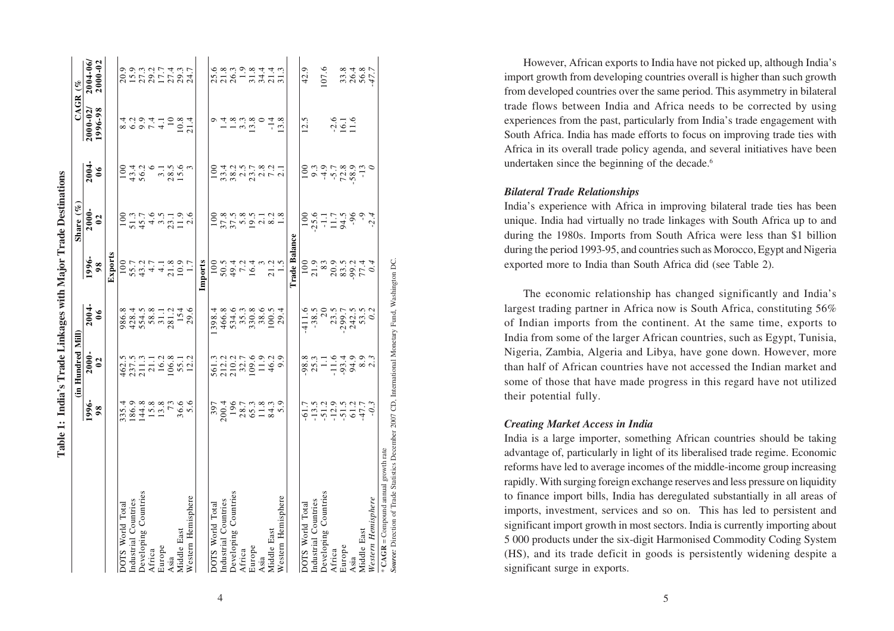## Table 1: India's Trade Linkages with Major Trade Destinations

| | (in Hundred Mill) | | | Share (%) | | | CAGR (% | |
|---|---|---|---|---|---|---|---|---|
| | 1996-98 | 2000-02 | 2004-06 | 1996-98 | 2000-02 | 2004-06 | 2000-02/1996-98 | 2004-06/2000-02 |
| **Exports** | | | | | | | | |
| DOTS World Total | 335.4 | 462.5 | 986.8 | 100 | 100 | 100 | 8.4 | 20.9 |
| Industrial Countries | 186.9 | 237.5 | 428.4 | 55.7 | 51.3 | 43.4 | 6.2 | 15.9 |
| Developing Countries | 144.8 | 211.3 | 554.5 | 43.2 | 45.7 | 56.2 | 9.9 | 27.3 |
| Africa | 15.8 | 21.1 | 58.8 | 4.7 | 4.6 | 6 | 7.4 | 29.2 |
| Europe | 13.8 | 16.2 | 31.1 | 4.1 | 3.5 | 3.1 | 4.1 | 17.7 |
| Asia | 73 | 106.8 | 281.2 | 21.8 | 23.1 | 28.5 | 10 | 27.4 |
| Middle East | 36.6 | 55.1 | 154 | 10.9 | 11.9 | 15.6 | 10.8 | 29.3 |
| Western Hemisphere | 5.6 | 12.2 | 29.6 | 1.7 | 2.6 | 3 | 21.4 | 24.7 |
| **Imports** | | | | | | | | |
| DOTS World Total | 397 | 561.3 | 1398.4 | 100 | 100 | 100 | 9 | 25.6 |
| Industrial Countries | 200.4 | 212.2 | 466.8 | 50.5 | 37.8 | 33.4 | 1.4 | 21.8 |
| Developing Countries | 196 | 210.2 | 534.6 | 49.4 | 37.5 | 38.2 | 1.8 | 26.3 |
| Africa | 28.7 | 32.7 | 35.3 | 7.2 | 5.8 | 2.5 | 3.3 | 1.9 |
| Europe | 65.3 | 109.6 | 330.8 | 16.4 | 19.5 | 23.7 | 13.8 | 31.8 |
| Asia | 11.8 | 11.9 | 38.6 | 3 | 2.1 | 2.8 | 0 | 34.4 |
| Middle East | 84.3 | 46.2 | 100.5 | 21.2 | 8.2 | 7.2 | -14 | 21.4 |
| Western Hemisphere | 5.9 | 9.9 | 29.4 | 1.5 | 1.8 | 2.1 | 13.8 | 31.3 |
| **Trade Balance** | | | | | | | | |
| DOTS World Total | -61.7 | -98.8 | -411.6 | 100 | 100 | 100 | 12.5 | 42.9 |
| Industrial Countries | -13.5 | 25.3 | -38.5 | 21.9 | -25.6 | 9.3 | | |
| Developing Countries | -51.2 | 1.1 | 20 | 83 | -1.1 | -4.9 | | 107.6 |
| Africa | -12.9 | -11.6 | 23.5 | 20.9 | 11.7 | -5.7 | -2.6 | |
| Europe | -51.5 | -93.4 | -299.7 | 83.5 | 94.5 | 72.8 | 16.1 | 33.8 |
| Asia | 61.2 | 94.9 | 242.5 | -99.2 | -96 | -58.9 | 11.6 | 26.4 |
| Middle East | -47.7 | 8.9 | 53.5 | 77.4 | -9 | -13 | | 56.8 |
| *Western Hemisphere* | *-0.3* | *2.3* | *0.2* | *0.4* | *-2.4* | *0* | | *-47.7* |

\* **CAGR** = Compound annual growth rate

***Source:*** Direction of Trade Statistics December 2007 CD, International Monetary Fund, Washington DC.

However, African exports to India have not picked up, although India's import growth from developing countries overall is higher than such growth from developed countries over the same period. This asymmetry in bilateral trade flows between India and Africa needs to be corrected by using experiences from the past, particularly from India's trade engagement with South Africa. India has made efforts to focus on improving trade ties with Africa in its overall trade policy agenda, and several initiatives have been undertaken since the beginning of the decade.[6]

### *Bilateral Trade Relationships*

India's experience with Africa in improving bilateral trade ties has been unique. India had virtually no trade linkages with South Africa up to and during the 1980s. Imports from South Africa were less than $1 billion during the period 1993-95, and countries such as Morocco, Egypt and Nigeria exported more to India than South Africa did (see Table 2).

The economic relationship has changed significantly and India's largest trading partner in Africa now is South Africa, constituting 56% of Indian imports from the continent. At the same time, exports to India from some of the larger African countries, such as Egypt, Tunisia, Nigeria, Zambia, Algeria and Libya, have gone down. However, more than half of African countries have not accessed the Indian market and some of those that have made progress in this regard have not utilized their potential fully.

### *Creating Market Access in India*

India is a large importer, something African countries should be taking advantage of, particularly in light of its liberalised trade regime. Economic reforms have led to average incomes of the middle-income group increasing rapidly. With surging foreign exchange reserves and less pressure on liquidity to finance import bills, India has deregulated substantially in all areas of imports, investment, services and so on. This has led to persistent and significant import growth in most sectors. India is currently importing about 5 000 products under the six-digit Harmonised Commodity Coding System (HS), and its trade deficit in goods is persistently widening despite a significant surge in exports.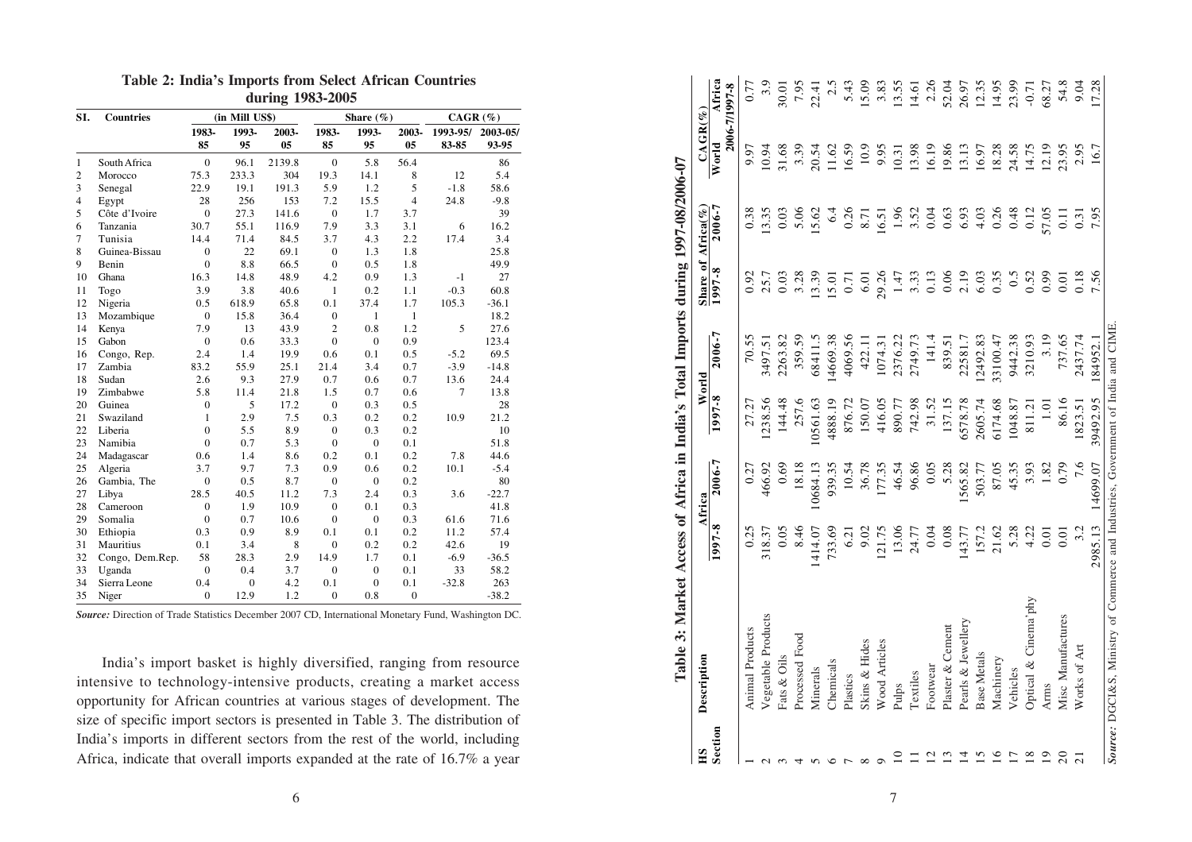**Table 2: India's Imports from Select African Countries during 1983-2005**

| Sl. | Countries | (in Mill US$) | | | Share (%) | | | CAGR (%) | |
|---|---|---|---|---|---|---|---|---|---|
| | | 1983-85 | 1993-95 | 2003-05 | 1983-85 | 1993-95 | 2003-05 | 1993-95/83-85 | 2003-05/93-95 |
| 1 | South Africa | 0 | 96.1 | 2139.8 | 0 | 5.8 | 56.4 | | 86 |
| 2 | Morocco | 75.3 | 233.3 | 304 | 19.3 | 14.1 | 8 | 12 | 5.4 |
| 3 | Senegal | 22.9 | 19.1 | 191.3 | 5.9 | 1.2 | 5 | -1.8 | 58.6 |
| 4 | Egypt | 28 | 256 | 153 | 7.2 | 15.5 | 4 | 24.8 | -9.8 |
| 5 | Côte d'Ivoire | 0 | 27.3 | 141.6 | 0 | 1.7 | 3.7 | | 39 |
| 6 | Tanzania | 30.7 | 55.1 | 116.9 | 7.9 | 3.3 | 3.1 | 6 | 16.2 |
| 7 | Tunisia | 14.4 | 71.4 | 84.5 | 3.7 | 4.3 | 2.2 | 17.4 | 3.4 |
| 8 | Guinea-Bissau | 0 | 22 | 69.1 | 0 | 1.3 | 1.8 | | 25.8 |
| 9 | Benin | 0 | 8.8 | 66.5 | 0 | 0.5 | 1.8 | | 49.9 |
| 10 | Ghana | 16.3 | 14.8 | 48.9 | 4.2 | 0.9 | 1.3 | -1 | 27 |
| 11 | Togo | 3.9 | 3.8 | 40.6 | 1 | 0.2 | 1.1 | -0.3 | 60.8 |
| 12 | Nigeria | 0.5 | 618.9 | 65.8 | 0.1 | 37.4 | 1.7 | 105.3 | -36.1 |
| 13 | Mozambique | 0 | 15.8 | 36.4 | 0 | 1 | 1 | | 18.2 |
| 14 | Kenya | 7.9 | 13 | 43.9 | 2 | 0.8 | 1.2 | 5 | 27.6 |
| 15 | Gabon | 0 | 0.6 | 33.3 | 0 | 0 | 0.9 | | 123.4 |
| 16 | Congo, Rep. | 2.4 | 1.4 | 19.9 | 0.6 | 0.1 | 0.5 | -5.2 | 69.5 |
| 17 | Zambia | 83.2 | 55.9 | 25.1 | 21.4 | 3.4 | 0.7 | -3.9 | -14.8 |
| 18 | Sudan | 2.6 | 9.3 | 27.9 | 0.7 | 0.6 | 0.7 | 13.6 | 24.4 |
| 19 | Zimbabwe | 5.8 | 11.4 | 21.8 | 1.5 | 0.7 | 0.6 | 7 | 13.8 |
| 20 | Guinea | 0 | 5 | 17.2 | 0 | 0.3 | 0.5 | | 28 |
| 21 | Swaziland | 1 | 2.9 | 7.5 | 0.3 | 0.2 | 0.2 | 10.9 | 21.2 |
| 22 | Liberia | 0 | 5.5 | 8.9 | 0 | 0.3 | 0.2 | | 10 |
| 23 | Namibia | 0 | 0.7 | 5.3 | 0 | 0 | 0.1 | | 51.8 |
| 24 | Madagascar | 0.6 | 1.4 | 8.6 | 0.2 | 0.1 | 0.2 | 7.8 | 44.6 |
| 25 | Algeria | 3.7 | 9.7 | 7.3 | 0.9 | 0.6 | 0.2 | 10.1 | -5.4 |
| 26 | Gambia, The | 0 | 0.5 | 8.7 | 0 | 0 | 0.2 | | 80 |
| 27 | Libya | 28.5 | 40.5 | 11.2 | 7.3 | 2.4 | 0.3 | 3.6 | -22.7 |
| 28 | Cameroon | 0 | 1.9 | 10.9 | 0 | 0.1 | 0.3 | | 41.8 |
| 29 | Somalia | 0 | 0.7 | 10.6 | 0 | 0 | 0.3 | 61.6 | 71.6 |
| 30 | Ethiopia | 0.3 | 0.9 | 8.9 | 0.1 | 0.1 | 0.2 | 11.2 | 57.4 |
| 31 | Mauritius | 0.1 | 3.4 | 8 | 0 | 0.2 | 0.2 | 42.6 | 19 |
| 32 | Congo, Dem.Rep. | 58 | 28.3 | 2.9 | 14.9 | 1.7 | 0.1 | -6.9 | -36.5 |
| 33 | Uganda | 0 | 0.4 | 3.7 | 0 | 0 | 0.1 | 33 | 58.2 |
| 34 | Sierra Leone | 0.4 | 0 | 4.2 | 0.1 | 0 | 0.1 | -32.8 | 263 |
| 35 | Niger | 0 | 12.9 | 1.2 | 0 | 0.8 | 0 | | -38.2 |

*Source:* Direction of Trade Statistics December 2007 CD, International Monetary Fund, Washington DC.

India's import basket is highly diversified, ranging from resource intensive to technology-intensive products, creating a market access opportunity for African countries at various stages of development. The size of specific import sectors is presented in Table 3. The distribution of India's imports in different sectors from the rest of the world, including Africa, indicate that overall imports expanded at the rate of 16.7% a year

**Table 3: Market Access of Africa in India's Total Imports during 1997-08/2006-07**

| HS Section | Description | Africa | | World | | Share of Africa(%) | | CAGR(%) 2006-7/1997-8 | |
|---|---|---|---|---|---|---|---|---|---|
| | | 1997-8 | 2006-7 | 1997-8 | 2006-7 | 1997-8 | 2006-7 | World | Africa |
| 1 | Animal Products | 0.25 | 0.27 | 27.27 | 70.55 | 0.92 | 0.38 | 9.97 | 0.77 |
| 2 | Vegetable Products | 318.37 | 466.92 | 1238.56 | 3497.51 | 25.7 | 13.35 | 10.94 | 3.9 |
| 3 | Fats & Oils | 0.05 | 0.69 | 144.48 | 2263.82 | 0.03 | 0.03 | 31.68 | 30.01 |
| 4 | Processed Food | 8.46 | 18.18 | 257.6 | 359.59 | 3.28 | 5.06 | 3.39 | 7.95 |
| 5 | Minerals | 1414.07 | 10684.13 | 10561.63 | 68411.5 | 13.39 | 15.62 | 20.54 | 22.41 |
| 6 | Chemicals | 733.69 | 939.35 | 4888.19 | 14669.38 | 15.01 | 6.4 | 11.62 | 2.5 |
| 7 | Plastics | 6.21 | 10.54 | 876.72 | 4069.56 | 0.71 | 0.26 | 16.59 | 5.43 |
| 8 | Skins & Hides | 9.02 | 36.78 | 150.07 | 422.11 | 6.01 | 8.71 | 10.9 | 15.09 |
| 9 | Wood Articles | 121.75 | 177.35 | 416.05 | 1074.31 | 29.26 | 16.51 | 9.95 | 3.83 |
| 10 | Pulps | 13.06 | 46.54 | 890.77 | 2376.22 | 1.47 | 1.96 | 10.31 | 13.55 |
| 11 | Textiles | 24.77 | 96.86 | 742.98 | 2749.73 | 3.33 | 3.52 | 13.98 | 14.61 |
| 12 | Footwear | 0.04 | 0.05 | 31.52 | 141.4 | 0.13 | 0.04 | 16.19 | 2.26 |
| 13 | Plaster & Cement | 0.08 | 5.28 | 137.15 | 839.51 | 0.06 | 0.63 | 19.86 | 52.04 |
| 14 | Pearls & Jewellery | 143.77 | 1565.82 | 6578.78 | 22581.7 | 2.19 | 6.93 | 13.13 | 26.97 |
| 15 | Base Metals | 157.2 | 503.77 | 2605.74 | 12492.83 | 6.03 | 4.03 | 16.97 | 12.35 |
| 16 | Machinery | 21.62 | 87.05 | 6174.68 | 33100.47 | 0.35 | 0.26 | 18.28 | 14.95 |
| 17 | Vehicles | 5.28 | 45.35 | 1048.87 | 9442.38 | 0.5 | 0.48 | 24.58 | 23.99 |
| 18 | Optical & Cinema'phy | 4.22 | 3.93 | 811.21 | 3210.93 | 0.52 | 0.12 | 14.75 | -0.71 |
| 19 | Arms | 0.01 | 1.82 | 1.01 | 3.19 | 0.99 | 57.05 | 12.19 | 68.27 |
| 20 | Misc Manufactures | 0.01 | 0.79 | 86.16 | 737.65 | 0.01 | 0.11 | 23.95 | 54.8 |
| 21 | Works of Art | 3.2 | 7.6 | 1823.51 | 2437.74 | 0.18 | 0.31 | 2.95 | 9.04 |
| | | 2985.13 | 14699.07 | 39492.95 | 184952.1 | 7.56 | 7.95 | 16.7 | 17.28 |

*Source:* DGCI&S, Ministry of Commerce and Industries, Government of India and CIME.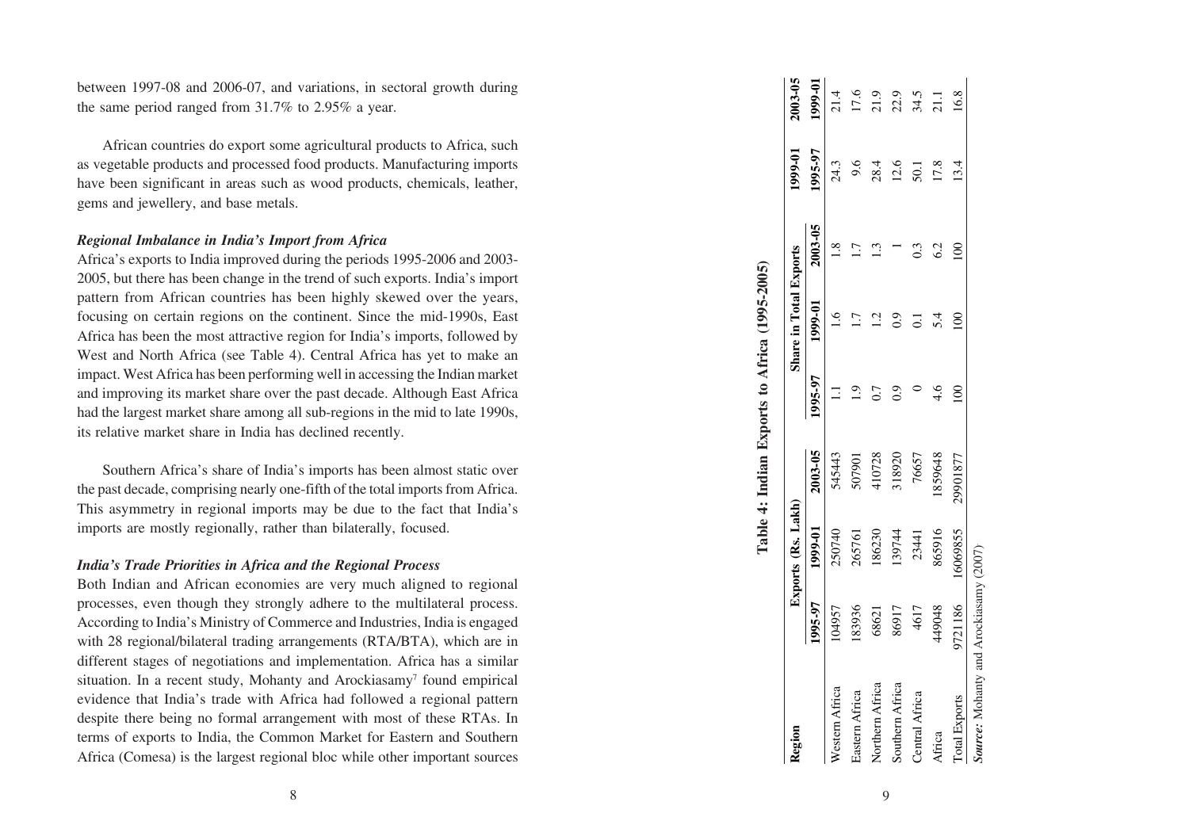between 1997-08 and 2006-07, and variations, in sectoral growth during the same period ranged from 31.7% to 2.95% a year.

African countries do export some agricultural products to Africa, such as vegetable products and processed food products. Manufacturing imports have been significant in areas such as wood products, chemicals, leather, gems and jewellery, and base metals.

### *Regional Imbalance in India's Import from Africa*

Africa's exports to India improved during the periods 1995-2006 and 2003-2005, but there has been change in the trend of such exports. India's import pattern from African countries has been highly skewed over the years, focusing on certain regions on the continent. Since the mid-1990s, East Africa has been the most attractive region for India's imports, followed by West and North Africa (see Table 4). Central Africa has yet to make an impact. West Africa has been performing well in accessing the Indian market and improving its market share over the past decade. Although East Africa had the largest market share among all sub-regions in the mid to late 1990s, its relative market share in India has declined recently.

Southern Africa's share of India's imports has been almost static over the past decade, comprising nearly one-fifth of the total imports from Africa. This asymmetry in regional imports may be due to the fact that India's imports are mostly regionally, rather than bilaterally, focused.

### *India's Trade Priorities in Africa and the Regional Process*

Both Indian and African economies are very much aligned to regional processes, even though they strongly adhere to the multilateral process. According to India's Ministry of Commerce and Industries, India is engaged with 28 regional/bilateral trading arrangements (RTA/BTA), which are in different stages of negotiations and implementation. Africa has a similar situation. In a recent study, Mohanty and Arockiasamy[7] found empirical evidence that India's trade with Africa had followed a regional pattern despite there being no formal arrangement with most of these RTAs. In terms of exports to India, the Common Market for Eastern and Southern Africa (Comesa) is the largest regional bloc while other important sources

**Table 4: Indian Exports to Africa (1995-2005)**

| Region | Exports (Rs. Lakh) | | | Share in Total Exports | | | 1999-01 | 2003-05 |
|---|---|---|---|---|---|---|---|---|
| | 1995-97 | 1999-01 | 2003-05 | 1995-97 | 1999-01 | 2003-05 | 1995-97 | 1999-01 |
| Western Africa | 104957 | 250740 | 545443 | 1.1 | 1.6 | 1.8 | 24.3 | 21.4 |
| Eastern Africa | 183936 | 265761 | 507901 | 1.9 | 1.7 | 1.7 | 9.6 | 17.6 |
| Northern Africa | 68621 | 186230 | 410728 | 0.7 | 1.2 | 1.3 | 28.4 | 21.9 |
| Southern Africa | 86917 | 139744 | 318920 | 0.9 | 0.9 | 1 | 12.6 | 22.9 |
| Central Africa | 4617 | 23441 | 76657 | 0 | 0.1 | 0.3 | 50.1 | 34.5 |
| Africa | 449048 | 865916 | 1859648 | 4.6 | 5.4 | 6.2 | 17.8 | 21.1 |
| Total Exports | 9721186 | 16069855 | 29901877 | 100 | 100 | 100 | 13.4 | 16.8 |

***Source:*** Mohanty and Arockiasamy (2007)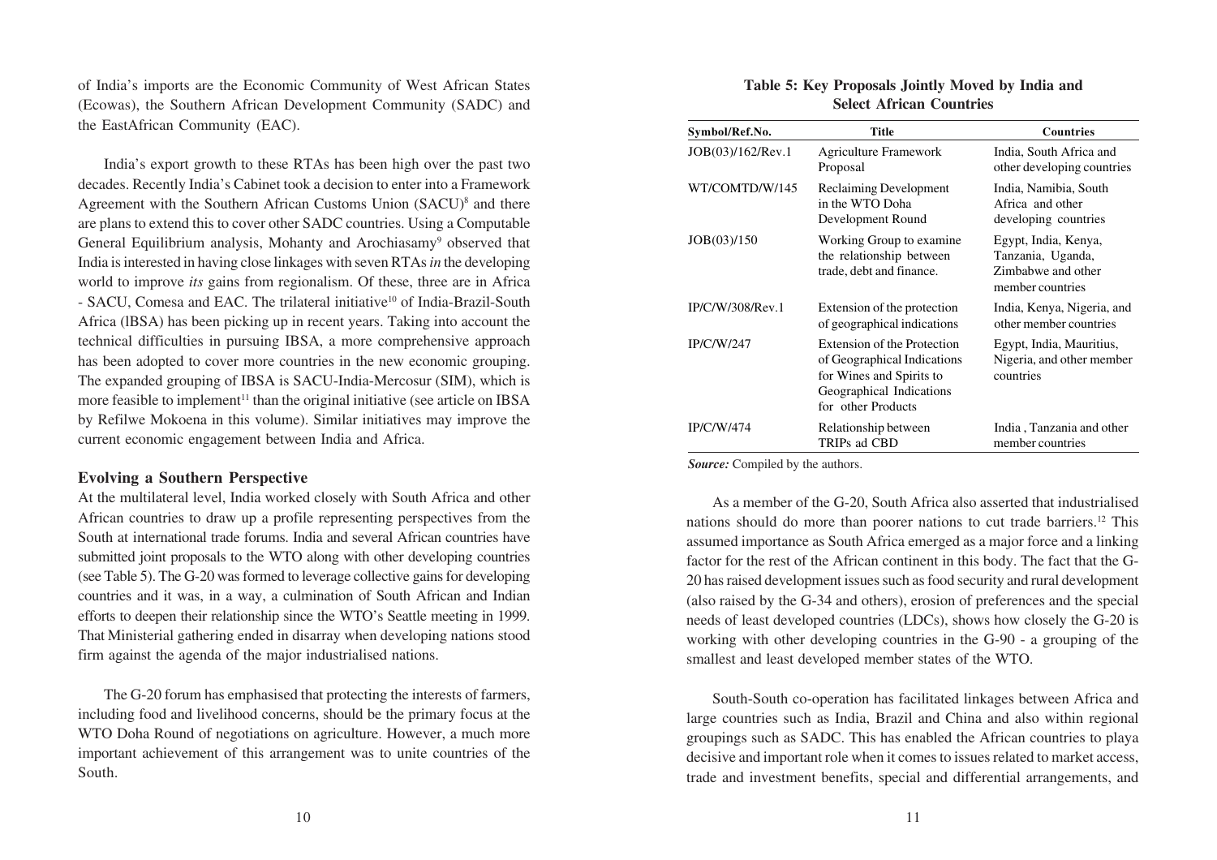of India's imports are the Economic Community of West African States (Ecowas), the Southern African Development Community (SADC) and the EastAfrican Community (EAC).

India's export growth to these RTAs has been high over the past two decades. Recently India's Cabinet took a decision to enter into a Framework Agreement with the Southern African Customs Union (SACU)[8] and there are plans to extend this to cover other SADC countries. Using a Computable General Equilibrium analysis, Mohanty and Arochiasamy[9] observed that India is interested in having close linkages with seven RTAs *in* the developing world to improve *its* gains from regionalism. Of these, three are in Africa - SACU, Comesa and EAC. The trilateral initiative[10] of India-Brazil-South Africa (lBSA) has been picking up in recent years. Taking into account the technical difficulties in pursuing IBSA, a more comprehensive approach has been adopted to cover more countries in the new economic grouping. The expanded grouping of IBSA is SACU-India-Mercosur (SIM), which is more feasible to implement[11] than the original initiative (see article on IBSA by Refilwe Mokoena in this volume). Similar initiatives may improve the current economic engagement between India and Africa.

## Evolving a Southern Perspective

At the multilateral level, India worked closely with South Africa and other African countries to draw up a profile representing perspectives from the South at international trade forums. India and several African countries have submitted joint proposals to the WTO along with other developing countries (see Table 5). The G-20 was formed to leverage collective gains for developing countries and it was, in a way, a culmination of South African and Indian efforts to deepen their relationship since the WTO's Seattle meeting in 1999. That Ministerial gathering ended in disarray when developing nations stood firm against the agenda of the major industrialised nations.

The G-20 forum has emphasised that protecting the interests of farmers, including food and livelihood concerns, should be the primary focus at the WTO Doha Round of negotiations on agriculture. However, a much more important achievement of this arrangement was to unite countries of the South.

**Table 5: Key Proposals Jointly Moved by India and Select African Countries**

| Symbol/Ref.No. | Title | Countries |
|---|---|---|
| JOB(03)/162/Rev.1 | Agriculture Framework Proposal | India, South Africa and other developing countries |
| WT/COMTD/W/145 | Reclaiming Development in the WTO Doha Development Round | India, Namibia, South Africa and other developing countries |
| JOB(03)/150 | Working Group to examine the relationship between trade, debt and finance. | Egypt, India, Kenya, Tanzania, Uganda, Zimbabwe and other member countries |
| IP/C/W/308/Rev.1 | Extension of the protection of geographical indications | India, Kenya, Nigeria, and other member countries |
| IP/C/W/247 | Extension of the Protection of Geographical Indications for Wines and Spirits to Geographical Indications for other Products | Egypt, India, Mauritius, Nigeria, and other member countries |
| IP/C/W/474 | Relationship between TRIPs ad CBD | India , Tanzania and other member countries |

***Source:*** Compiled by the authors.

As a member of the G-20, South Africa also asserted that industrialised nations should do more than poorer nations to cut trade barriers.[12] This assumed importance as South Africa emerged as a major force and a linking factor for the rest of the African continent in this body. The fact that the G-20 has raised development issues such as food security and rural development (also raised by the G-34 and others), erosion of preferences and the special needs of least developed countries (LDCs), shows how closely the G-20 is working with other developing countries in the G-90 - a grouping of the smallest and least developed member states of the WTO.

South-South co-operation has facilitated linkages between Africa and large countries such as India, Brazil and China and also within regional groupings such as SADC. This has enabled the African countries to playa decisive and important role when it comes to issues related to market access, trade and investment benefits, special and differential arrangements, and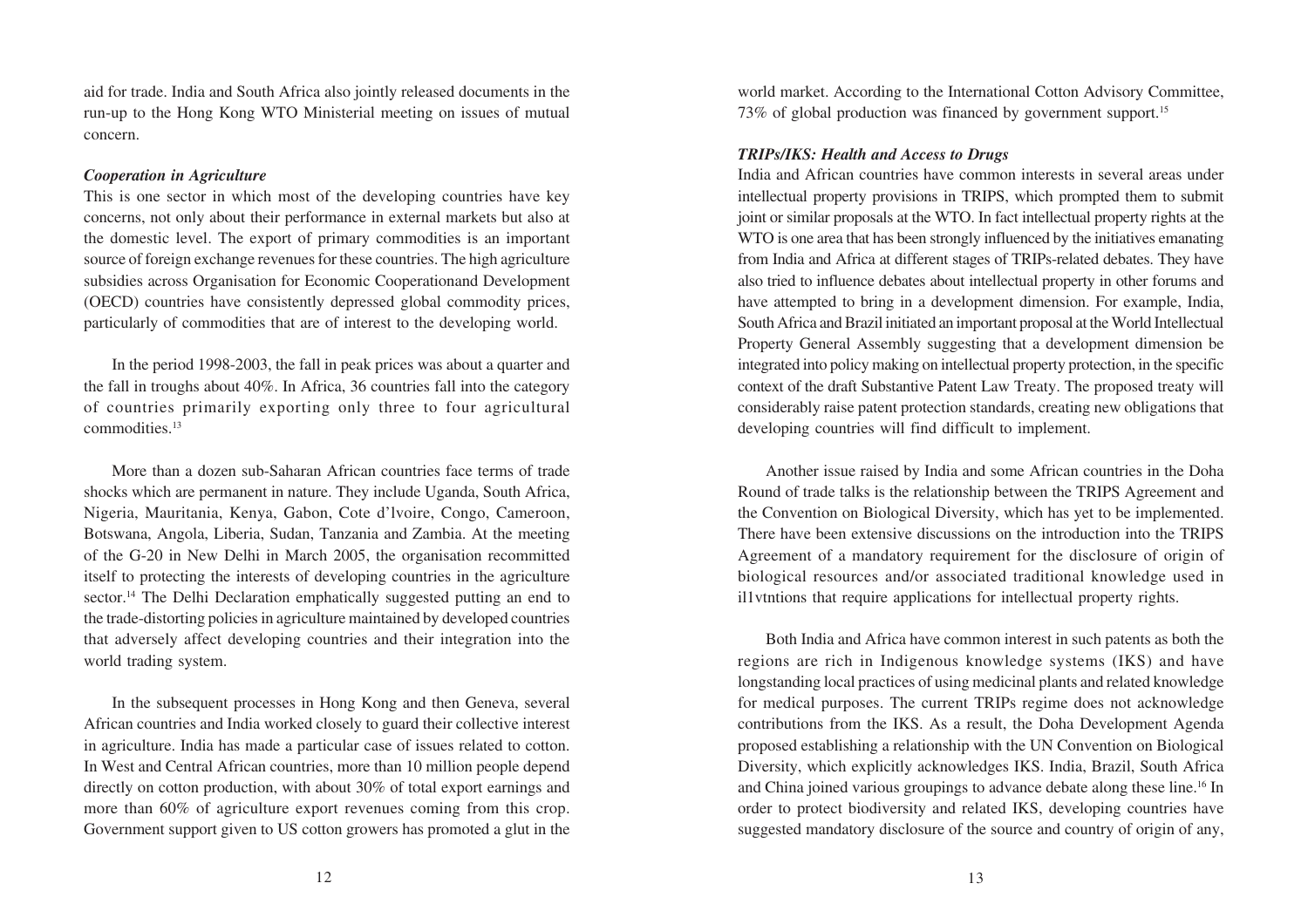aid for trade. India and South Africa also jointly released documents in the run-up to the Hong Kong WTO Ministerial meeting on issues of mutual concern.

### *Cooperation in Agriculture*

This is one sector in which most of the developing countries have key concerns, not only about their performance in external markets but also at the domestic level. The export of primary commodities is an important source of foreign exchange revenues for these countries. The high agriculture subsidies across Organisation for Economic Cooperationand Development (OECD) countries have consistently depressed global commodity prices, particularly of commodities that are of interest to the developing world.

In the period 1998-2003, the fall in peak prices was about a quarter and the fall in troughs about 40%. In Africa, 36 countries fall into the category of countries primarily exporting only three to four agricultural commodities.[13]

More than a dozen sub-Saharan African countries face terms of trade shocks which are permanent in nature. They include Uganda, South Africa, Nigeria, Mauritania, Kenya, Gabon, Cote d'lvoire, Congo, Cameroon, Botswana, Angola, Liberia, Sudan, Tanzania and Zambia. At the meeting of the G-20 in New Delhi in March 2005, the organisation recommitted itself to protecting the interests of developing countries in the agriculture sector.[14] The Delhi Declaration emphatically suggested putting an end to the trade-distorting policies in agriculture maintained by developed countries that adversely affect developing countries and their integration into the world trading system.

In the subsequent processes in Hong Kong and then Geneva, several African countries and India worked closely to guard their collective interest in agriculture. India has made a particular case of issues related to cotton. In West and Central African countries, more than 10 million people depend directly on cotton production, with about 30% of total export earnings and more than 60% of agriculture export revenues coming from this crop. Government support given to US cotton growers has promoted a glut in the world market. According to the International Cotton Advisory Committee, 73% of global production was financed by government support.[15]

### *TRIPs/IKS: Health and Access to Drugs*

India and African countries have common interests in several areas under intellectual property provisions in TRIPS, which prompted them to submit joint or similar proposals at the WTO. In fact intellectual property rights at the WTO is one area that has been strongly influenced by the initiatives emanating from India and Africa at different stages of TRIPs-related debates. They have also tried to influence debates about intellectual property in other forums and have attempted to bring in a development dimension. For example, India, South Africa and Brazil initiated an important proposal at the World Intellectual Property General Assembly suggesting that a development dimension be integrated into policy making on intellectual property protection, in the specific context of the draft Substantive Patent Law Treaty. The proposed treaty will considerably raise patent protection standards, creating new obligations that developing countries will find difficult to implement.

Another issue raised by India and some African countries in the Doha Round of trade talks is the relationship between the TRIPS Agreement and the Convention on Biological Diversity, which has yet to be implemented. There have been extensive discussions on the introduction into the TRIPS Agreement of a mandatory requirement for the disclosure of origin of biological resources and/or associated traditional knowledge used in il1vtntions that require applications for intellectual property rights.

Both India and Africa have common interest in such patents as both the regions are rich in Indigenous knowledge systems (IKS) and have longstanding local practices of using medicinal plants and related knowledge for medical purposes. The current TRIPs regime does not acknowledge contributions from the IKS. As a result, the Doha Development Agenda proposed establishing a relationship with the UN Convention on Biological Diversity, which explicitly acknowledges IKS. India, Brazil, South Africa and China joined various groupings to advance debate along these line.[16] In order to protect biodiversity and related IKS, developing countries have suggested mandatory disclosure of the source and country of origin of any,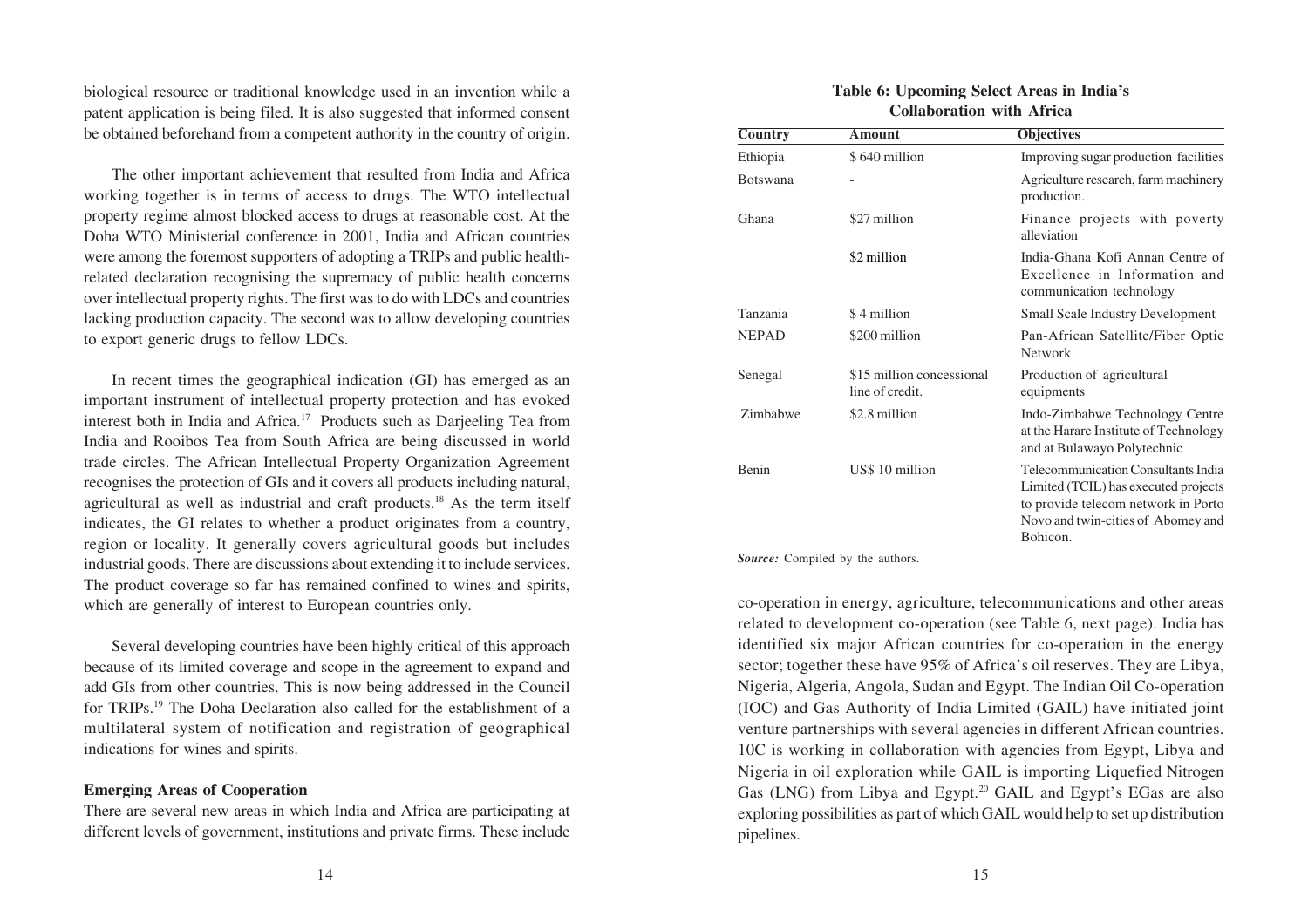biological resource or traditional knowledge used in an invention while a patent application is being filed. It is also suggested that informed consent be obtained beforehand from a competent authority in the country of origin.

The other important achievement that resulted from India and Africa working together is in terms of access to drugs. The WTO intellectual property regime almost blocked access to drugs at reasonable cost. At the Doha WTO Ministerial conference in 2001, India and African countries were among the foremost supporters of adopting a TRIPs and public health-related declaration recognising the supremacy of public health concerns over intellectual property rights. The first was to do with LDCs and countries lacking production capacity. The second was to allow developing countries to export generic drugs to fellow LDCs.

In recent times the geographical indication (GI) has emerged as an important instrument of intellectual property protection and has evoked interest both in India and Africa.[17] Products such as Darjeeling Tea from India and Rooibos Tea from South Africa are being discussed in world trade circles. The African Intellectual Property Organization Agreement recognises the protection of GIs and it covers all products including natural, agricultural as well as industrial and craft products.[18] As the term itself indicates, the GI relates to whether a product originates from a country, region or locality. It generally covers agricultural goods but includes industrial goods. There are discussions about extending it to include services. The product coverage so far has remained confined to wines and spirits, which are generally of interest to European countries only.

Several developing countries have been highly critical of this approach because of its limited coverage and scope in the agreement to expand and add GIs from other countries. This is now being addressed in the Council for TRIPs.[19] The Doha Declaration also called for the establishment of a multilateral system of notification and registration of geographical indications for wines and spirits.

**Emerging Areas of Cooperation**

There are several new areas in which India and Africa are participating at different levels of government, institutions and private firms. These include co-operation in energy, agriculture, telecommunications and other areas related to development co-operation (see Table 6, next page). India has identified six major African countries for co-operation in the energy sector; together these have 95% of Africa's oil reserves. They are Libya, Nigeria, Algeria, Angola, Sudan and Egypt. The Indian Oil Co-operation (IOC) and Gas Authority of India Limited (GAIL) have initiated joint venture partnerships with several agencies in different African countries. 10C is working in collaboration with agencies from Egypt, Libya and Nigeria in oil exploration while GAIL is importing Liquefied Nitrogen Gas (LNG) from Libya and Egypt.[20] GAIL and Egypt's EGas are also exploring possibilities as part of which GAIL would help to set up distribution pipelines.

**Table 6: Upcoming Select Areas in India's Collaboration with Africa**

| Country | Amount | Objectives |
|---|---|---|
| Ethiopia | $ 640 million | Improving sugar production facilities |
| Botswana | - | Agriculture research, farm machinery production. |
| Ghana | $27 million | Finance projects with poverty alleviation |
| | $2 million | India-Ghana Kofi Annan Centre of Excellence in Information and communication technology |
| Tanzania | $ 4 million | Small Scale Industry Development |
| NEPAD | $200 million | Pan-African Satellite/Fiber Optic Network |
| Senegal | $15 million concessional line of credit. | Production of agricultural equipments |
| Zimbabwe | $2.8 million | Indo-Zimbabwe Technology Centre at the Harare Institute of Technology and at Bulawayo Polytechnic |
| Benin | US$ 10 million | Telecommunication Consultants India Limited (TCIL) has executed projects to provide telecom network in Porto Novo and twin-cities of Abomey and Bohicon. |

***Source:*** Compiled by the authors.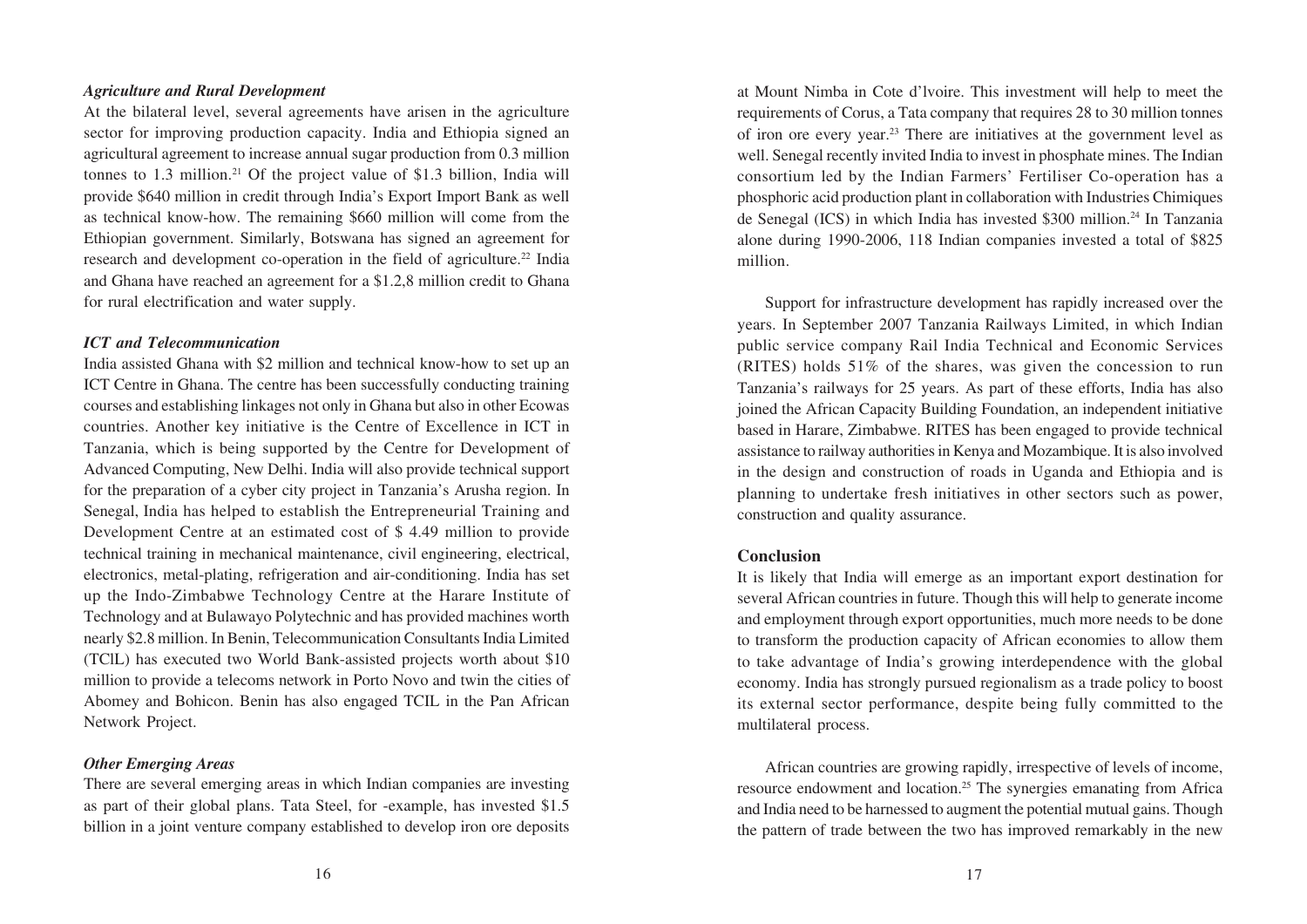### *Agriculture and Rural Development*

At the bilateral level, several agreements have arisen in the agriculture sector for improving production capacity. India and Ethiopia signed an agricultural agreement to increase annual sugar production from 0.3 million tonnes to 1.3 million.[21] Of the project value of $1.3 billion, India will provide $640 million in credit through India's Export Import Bank as well as technical know-how. The remaining $660 million will come from the Ethiopian government. Similarly, Botswana has signed an agreement for research and development co-operation in the field of agriculture.[22] India and Ghana have reached an agreement for a $1.2,8 million credit to Ghana for rural electrification and water supply.

### *ICT and Telecommunication*

India assisted Ghana with $2 million and technical know-how to set up an ICT Centre in Ghana. The centre has been successfully conducting training courses and establishing linkages not only in Ghana but also in other Ecowas countries. Another key initiative is the Centre of Excellence in ICT in Tanzania, which is being supported by the Centre for Development of Advanced Computing, New Delhi. India will also provide technical support for the preparation of a cyber city project in Tanzania's Arusha region. In Senegal, India has helped to establish the Entrepreneurial Training and Development Centre at an estimated cost of $ 4.49 million to provide technical training in mechanical maintenance, civil engineering, electrical, electronics, metal-plating, refrigeration and air-conditioning. India has set up the Indo-Zimbabwe Technology Centre at the Harare Institute of Technology and at Bulawayo Polytechnic and has provided machines worth nearly $2.8 million. In Benin, Telecommunication Consultants India Limited (TClL) has executed two World Bank-assisted projects worth about $10 million to provide a telecoms network in Porto Novo and twin the cities of Abomey and Bohicon. Benin has also engaged TCIL in the Pan African Network Project.

### *Other Emerging Areas*

There are several emerging areas in which Indian companies are investing as part of their global plans. Tata Steel, for -example, has invested $1.5 billion in a joint venture company established to develop iron ore deposits at Mount Nimba in Cote d'lvoire. This investment will help to meet the requirements of Corus, a Tata company that requires 28 to 30 million tonnes of iron ore every year.[23] There are initiatives at the government level as well. Senegal recently invited India to invest in phosphate mines. The Indian consortium led by the Indian Farmers' Fertiliser Co-operation has a phosphoric acid production plant in collaboration with Industries Chimiques de Senegal (ICS) in which India has invested $300 million.[24] In Tanzania alone during 1990-2006, 118 Indian companies invested a total of $825 million.

Support for infrastructure development has rapidly increased over the years. In September 2007 Tanzania Railways Limited, in which Indian public service company Rail India Technical and Economic Services (RITES) holds 51% of the shares, was given the concession to run Tanzania's railways for 25 years. As part of these efforts, India has also joined the African Capacity Building Foundation, an independent initiative based in Harare, Zimbabwe. RITES has been engaged to provide technical assistance to railway authorities in Kenya and Mozambique. It is also involved in the design and construction of roads in Uganda and Ethiopia and is planning to undertake fresh initiatives in other sectors such as power, construction and quality assurance.

## Conclusion

It is likely that India will emerge as an important export destination for several African countries in future. Though this will help to generate income and employment through export opportunities, much more needs to be done to transform the production capacity of African economies to allow them to take advantage of India's growing interdependence with the global economy. India has strongly pursued regionalism as a trade policy to boost its external sector performance, despite being fully committed to the multilateral process.

African countries are growing rapidly, irrespective of levels of income, resource endowment and location.[25] The synergies emanating from Africa and India need to be harnessed to augment the potential mutual gains. Though the pattern of trade between the two has improved remarkably in the new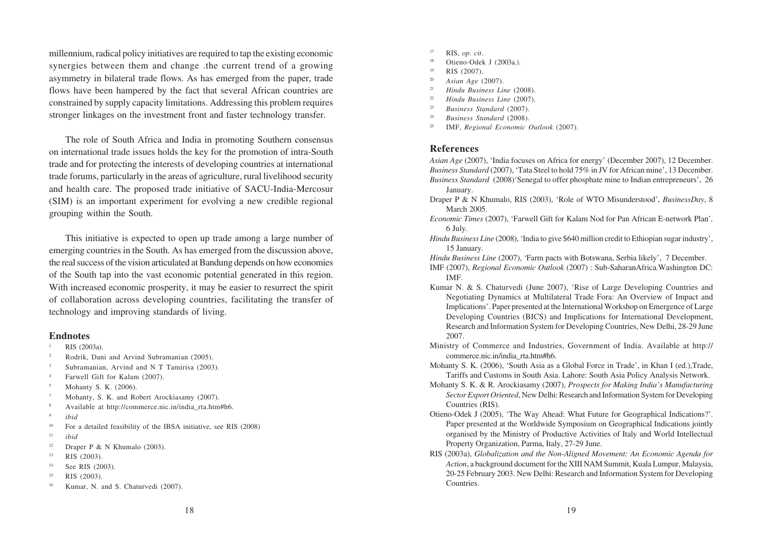millennium, radical policy initiatives are required to tap the existing economic synergies between them and change .the current trend of a growing asymmetry in bilateral trade flows. As has emerged from the paper, trade flows have been hampered by the fact that several African countries are constrained by supply capacity limitations. Addressing this problem requires stronger linkages on the investment front and faster technology transfer.

The role of South Africa and India in promoting Southern consensus on international trade issues holds the key for the promotion of intra-South trade and for protecting the interests of developing countries at international trade forums, particularly in the areas of agriculture, rural livelihood security and health care. The proposed trade initiative of SACU-India-Mercosur (SIM) is an important experiment for evolving a new credible regional grouping within the South.

This initiative is expected to open up trade among a large number of emerging countries in the South. As has emerged from the discussion above, the real success of the vision articulated at Bandung depends on how economies of the South tap into the vast economic potential generated in this region. With increased economic prosperity, it may be easier to resurrect the spirit of collaboration across developing countries, facilitating the transfer of technology and improving standards of living.

## Endnotes

1. RIS (2003a).
2. Rodrik, Dani and Arvind Subramanian (2005).
3. Subramanian, Arvind and N T Tamirisa (2003).
4. Farwell Gift for Kalam (2007).
5. Mohanty S. K. (2006).
7. Mohanty, S. K. and Robert Arockiasamy (2007).
8. Available at http://commerce.nic.in/india_rta.htm#h6.
9. *ibid*
10. For a detailed feasibility of the IBSA initiative, see RIS (2008)
11. *ibid*
12. Draper P & N Khumalo (2003).
13. RIS (2003).
14. See RIS (2003).
15. RIS (2003).
16. Kumar, N. and S. Chaturvedi (2007).
17. RIS, *op. cit*.
18. Otieno-Odek J (2003a.).
19. RIS (2007).
20. *Asian Age* (2007).
21. *Hindu Business Line* (2008).
22. *Hindu Business Line* (2007).
23. *Business Standard* (2007).
24. *Business Standard* (2008).
25. IMF, *Regional Economic Outlook* (2007).

## References

*Asian Age* (2007), 'India focuses on Africa for energy' (December 2007), 12 December.

*Business Standard* (2007), 'Tata Steel to hold 75% in JV for African mine', 13 December.

*Business Standard* (2008)'Senegal to offer phosphate mine to Indian entrepreneurs', 26 January.

Draper P & N Khumalo, RIS (2003), 'Role of WTO Misunderstood', *BusinessDay*, 8 March 2005.

*Economic Times* (2007), 'Farwell Gift for Kalam Nod for Pan African E-network Plan', 6 July.

*Hindu Business Line* (2008), 'India to give $640 million credit to Ethiopian sugar industry', 15 January.

*Hindu Business Line* (2007), 'Farm pacts with Botswana, Serbia likely', 7 December.

IMF (2007), *Regional Economic Outlook* (2007) : Sub-SaharanAfrica.Washington DC: IMF.

Kumar N. & S. Chaturvedi (June 2007), 'Rise of Large Developing Countries and Negotiating Dynamics at Multilateral Trade Fora: An Overview of Impact and Implications'. Paper presented at the International Workshop on Emergence of Large Developing Countries (BICS) and Implications for International Development, Research and Information System for Developing Countries, New Delhi, 28-29 June 2007.

Ministry of Commerce and Industries, Government of India. Available at http://commerce.nic.in/india_rta.htm#h6.

Mohanty S. K. (2006), 'South Asia as a Global Force in Trade', in Khan I (ed.),Trade, Tariffs and Customs in South Asia. Lahore: South Asia Policy Analysis Network.

Mohanty S. K. & R. Arockiasamy (2007), *Prospects for Making India's Manufacturing Sector Export Oriented*, New Delhi: Research and Information System for Developing Countries (RIS).

Otieno-Odek J (2005), 'The Way Ahead: What Future for Geographical Indications?'. Paper presented at the Worldwide Symposium on Geographical Indications jointly organised by the Ministry of Productive Activities of Italy and World Intellectual Property Organization, Parma, Italy, 27-29 June.

RIS (2003a), *Globalization and the Non-Aligned Movement: An Economic Agenda for Action*, a background document for the XIII NAM Summit, Kuala Lumpur, Malaysia, 20-25 February 2003. New Delhi: Research and Information System for Developing Countries.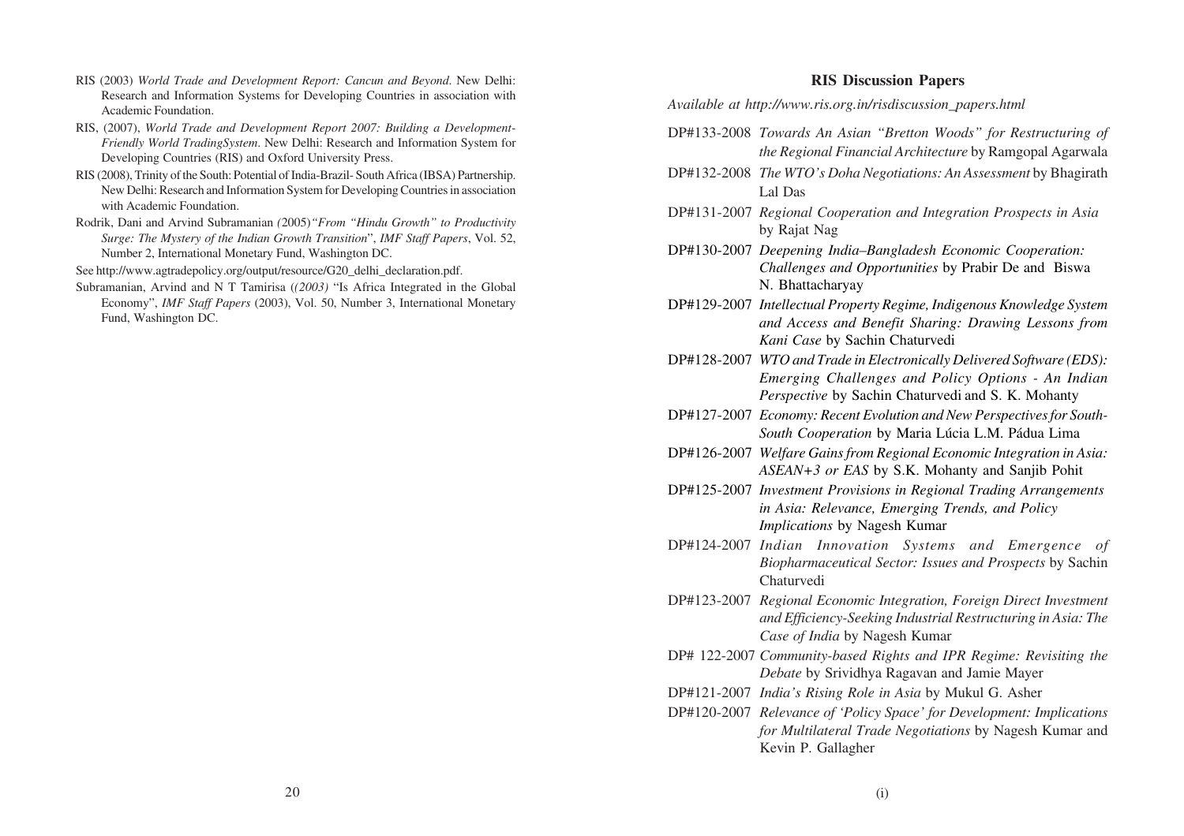RIS (2003) *World Trade and Development Report: Cancun and Beyond*. New Delhi: Research and Information Systems for Developing Countries in association with Academic Foundation.

RIS, (2007), *World Trade and Development Report 2007: Building a Development-Friendly World TradingSystem*. New Delhi: Research and Information System for Developing Countries (RIS) and Oxford University Press.

RIS (2008), Trinity of the South: Potential of India-Brazil- South Africa (IBSA) Partnership. New Delhi: Research and Information System for Developing Countries in association with Academic Foundation.

Rodrik, Dani and Arvind Subramanian *(*2005)*"From "Hindu Growth" to Productivity Surge: The Mystery of the Indian Growth Transition*", *IMF Staff Papers*, Vol. 52, Number 2, International Monetary Fund, Washington DC.

See http://www.agtradepolicy.org/output/resource/G20_delhi_declaration.pdf.

Subramanian, Arvind and N T Tamirisa (*(2003)* "Is Africa Integrated in the Global Economy", *IMF Staff Papers* (2003), Vol. 50, Number 3, International Monetary Fund, Washington DC.

## RIS Discussion Papers

*Available at http://www.ris.org.in/risdiscussion_papers.html*

DP#133-2008 *Towards An Asian "Bretton Woods" for Restructuring of the Regional Financial Architecture* by Ramgopal Agarwala

DP#132-2008 *The WTO's Doha Negotiations: An Assessment* by Bhagirath Lal Das

DP#131-2007 *Regional Cooperation and Integration Prospects in Asia* by Rajat Nag

DP#130-2007 *Deepening India–Bangladesh Economic Cooperation: Challenges and Opportunities* by Prabir De and Biswa N. Bhattacharyay

DP#129-2007 *Intellectual Property Regime, Indigenous Knowledge System and Access and Benefit Sharing: Drawing Lessons from Kani Case* by Sachin Chaturvedi

DP#128-2007 *WTO and Trade in Electronically Delivered Software (EDS): Emerging Challenges and Policy Options - An Indian Perspective* by Sachin Chaturvedi and S. K. Mohanty

DP#127-2007 *Economy: Recent Evolution and New Perspectives for South-South Cooperation* by Maria Lúcia L.M. Pádua Lima

DP#126-2007 *Welfare Gains from Regional Economic Integration in Asia: ASEAN+3 or EAS* by S.K. Mohanty and Sanjib Pohit

DP#125-2007 *Investment Provisions in Regional Trading Arrangements in Asia: Relevance, Emerging Trends, and Policy Implications* by Nagesh Kumar

DP#124-2007 *Indian Innovation Systems and Emergence of Biopharmaceutical Sector: Issues and Prospects* by Sachin Chaturvedi

DP#123-2007 *Regional Economic Integration, Foreign Direct Investment and Efficiency-Seeking Industrial Restructuring in Asia: The Case of India* by Nagesh Kumar

DP# 122-2007 *Community-based Rights and IPR Regime: Revisiting the Debate* by Srividhya Ragavan and Jamie Mayer

DP#121-2007 *India's Rising Role in Asia* by Mukul G. Asher

DP#120-2007 *Relevance of 'Policy Space' for Development: Implications for Multilateral Trade Negotiations* by Nagesh Kumar and Kevin P. Gallagher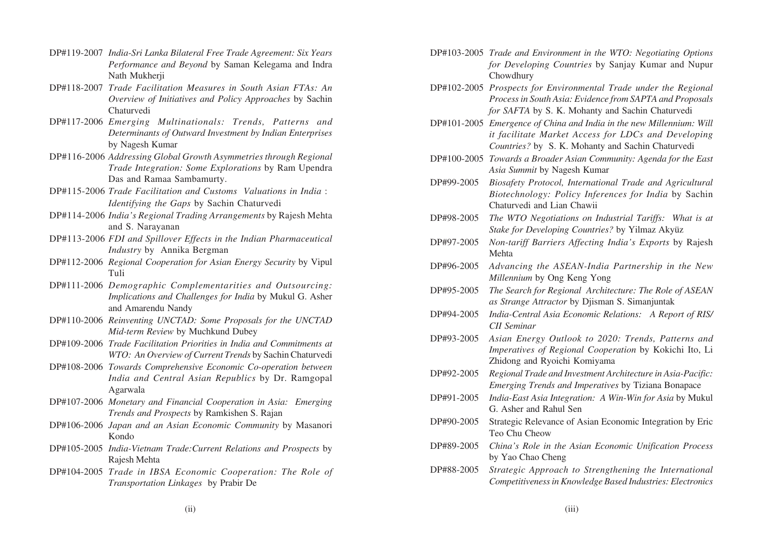- DP#119-2007 *India-Sri Lanka Bilateral Free Trade Agreement: Six Years Performance and Beyond* by Saman Kelegama and Indra Nath Mukherji
- DP#118-2007 *Trade Facilitation Measures in South Asian FTAs: An Overview of Initiatives and Policy Approaches* by Sachin Chaturvedi
- DP#117-2006 *Emerging Multinationals: Trends, Patterns and Determinants of Outward Investment by Indian Enterprises* by Nagesh Kumar
- DP#116-2006 *Addressing Global Growth Asymmetries through Regional Trade Integration: Some Explorations* by Ram Upendra Das and Ramaa Sambamurty.
- DP#115-2006 *Trade Facilitation and Customs Valuations in India : Identifying the Gaps* by Sachin Chaturvedi
- DP#114-2006 *India's Regional Trading Arrangements* by Rajesh Mehta and S. Narayanan
- DP#113-2006 *FDI and Spillover Effects in the Indian Pharmaceutical Industry* by Annika Bergman
- DP#112-2006 *Regional Cooperation for Asian Energy Security* by Vipul Tuli
- DP#111-2006 *Demographic Complementarities and Outsourcing: Implications and Challenges for India* by Mukul G. Asher and Amarendu Nandy
- DP#110-2006 *Reinventing UNCTAD: Some Proposals for the UNCTAD Mid-term Review* by Muchkund Dubey
- DP#109-2006 *Trade Facilitation Priorities in India and Commitments at WTO: An Overview of Current Trends* by Sachin Chaturvedi
- DP#108-2006 *Towards Comprehensive Economic Co-operation between India and Central Asian Republics* by Dr. Ramgopal Agarwala
- DP#107-2006 *Monetary and Financial Cooperation in Asia: Emerging Trends and Prospects* by Ramkishen S. Rajan
- DP#106-2006 *Japan and an Asian Economic Community* by Masanori Kondo
- DP#105-2005 *India-Vietnam Trade:Current Relations and Prospects* by Rajesh Mehta
- DP#104-2005 *Trade in IBSA Economic Cooperation: The Role of Transportation Linkages* by Prabir De
- DP#103-2005 *Trade and Environment in the WTO: Negotiating Options for Developing Countries* by Sanjay Kumar and Nupur Chowdhury
- DP#102-2005 *Prospects for Environmental Trade under the Regional Process in South Asia: Evidence from SAPTA and Proposals for SAFTA* by S. K. Mohanty and Sachin Chaturvedi
- DP#101-2005 *Emergence of China and India in the new Millennium: Will it facilitate Market Access for LDCs and Developing Countries?* by S. K. Mohanty and Sachin Chaturvedi
- DP#100-2005 *Towards a Broader Asian Community: Agenda for the East Asia Summit* by Nagesh Kumar
- DP#99-2005 *Biosafety Protocol, International Trade and Agricultural Biotechnology: Policy Inferences for India* by Sachin Chaturvedi and Lian Chawii
- DP#98-2005 *The WTO Negotiations on Industrial Tariffs: What is at Stake for Developing Countries?* by Yilmaz Akyüz
- DP#97-2005 *Non-tariff Barriers Affecting India's Exports* by Rajesh Mehta
- DP#96-2005 *Advancing the ASEAN-India Partnership in the New Millennium* by Ong Keng Yong
- DP#95-2005 *The Search for Regional Architecture: The Role of ASEAN as Strange Attractor* by Djisman S. Simanjuntak
- DP#94-2005 *India-Central Asia Economic Relations: A Report of RIS/ CII Seminar*
- DP#93-2005 *Asian Energy Outlook to 2020: Trends, Patterns and Imperatives of Regional Cooperation* by Kokichi Ito, Li Zhidong and Ryoichi Komiyama
- DP#92-2005 *Regional Trade and Investment Architecture in Asia-Pacific: Emerging Trends and Imperatives* by Tiziana Bonapace
- DP#91-2005 *India-East Asia Integration: A Win-Win for Asia* by Mukul G. Asher and Rahul Sen
- DP#90-2005 Strategic Relevance of Asian Economic Integration by Eric Teo Chu Cheow
- DP#89-2005 *China's Role in the Asian Economic Unification Process* by Yao Chao Cheng
- DP#88-2005 *Strategic Approach to Strengthening the International Competitiveness in Knowledge Based Industries: Electronics*